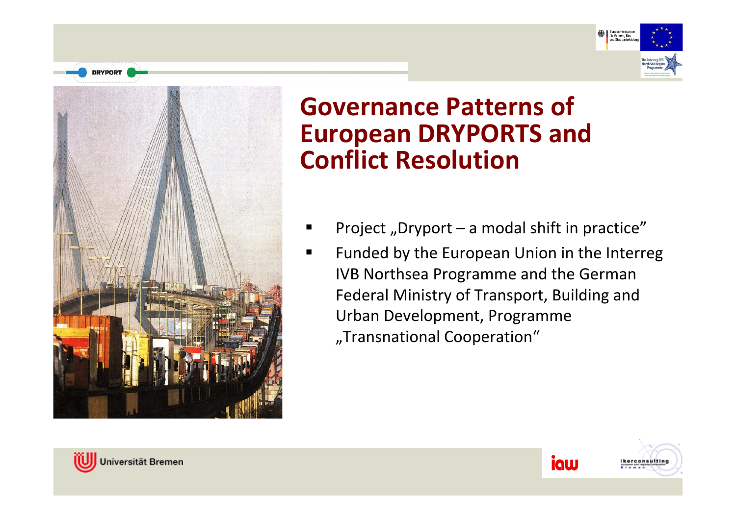# Governance Patterns of European DRYPORTS and Conflict Resolution

- Project „Dryport – a modal shift in practice"
- Funded by the European Union in the Interreg IVB Northsea Programme and the German Federal Ministry of Transport, Building and Urban Development, Programme „Transnational Cooperation"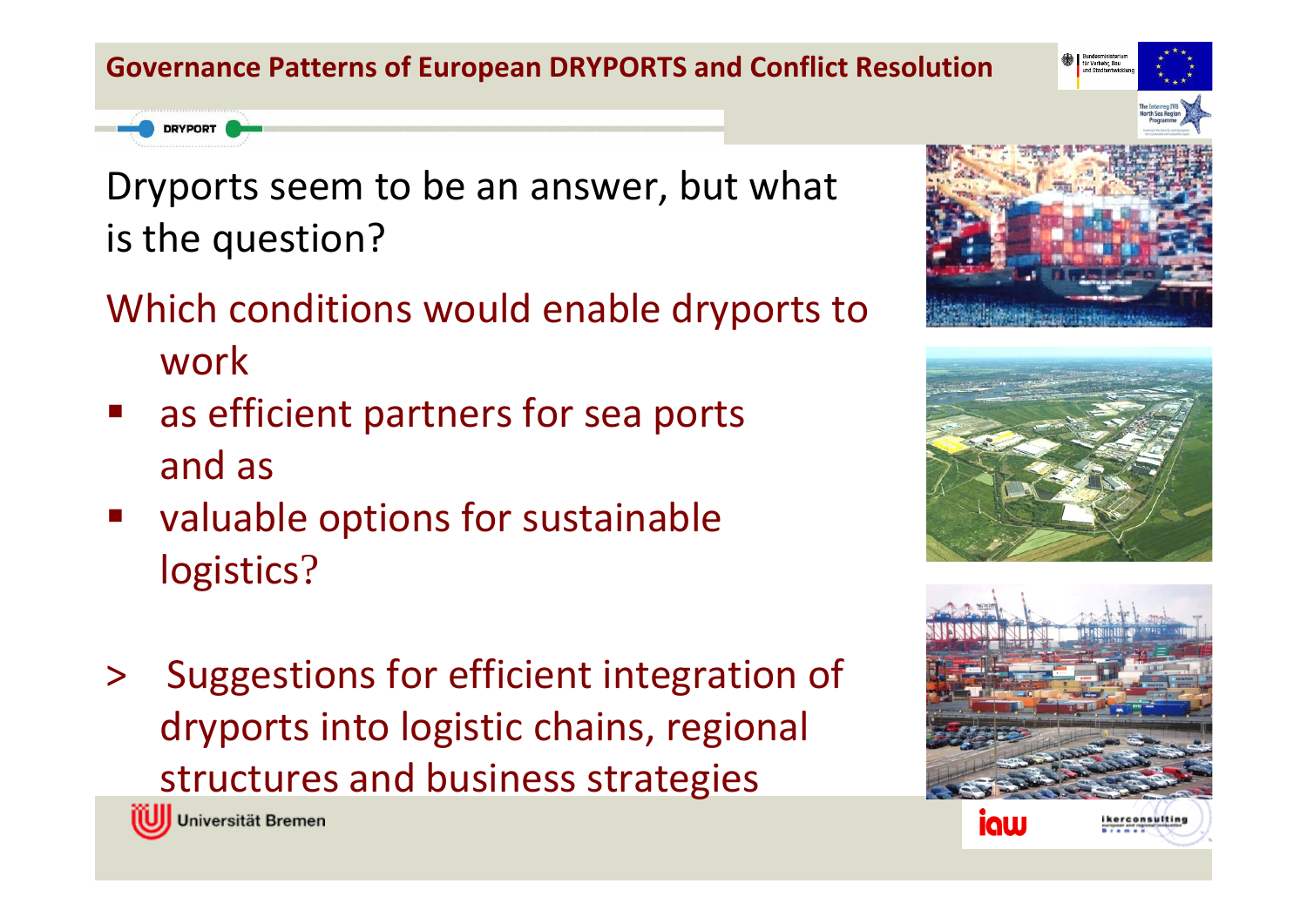Dryports seem to be an answer, but what is the question?

Which conditions would enable dryports to work

- as efficient partners for sea ports and as
- valuable options for sustainable logistics?

> Suggestions for efficient integration of dryports into logistic chains, regional structures and business strategies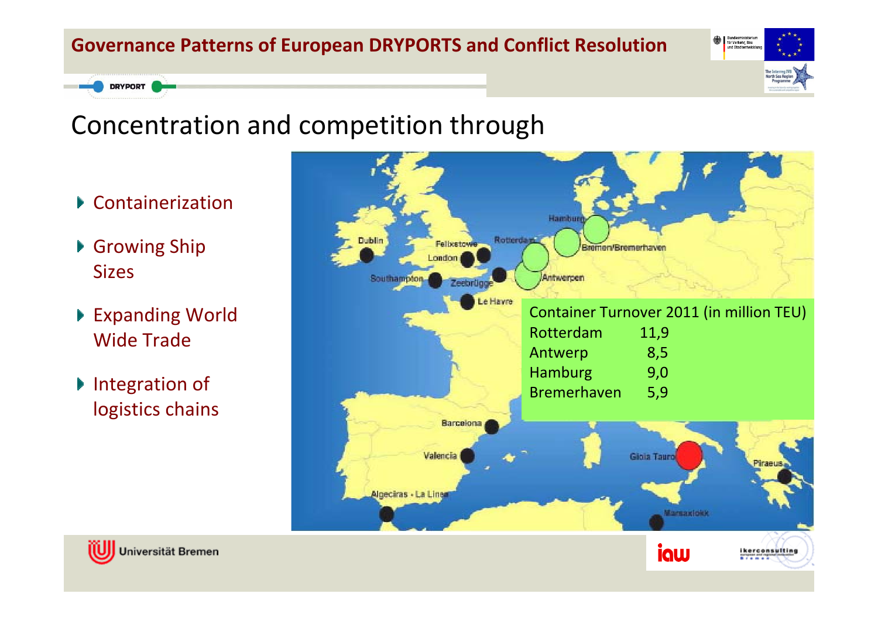# Concentration and competition through

- Containerization
- Growing Ship Sizes
- Expanding World Wide Trade
- Integration of logistics chains

| Container Turnover 2011 (in million TEU) | |
|---|---|
| Rotterdam | 11,9 |
| Antwerp | 8,5 |
| Hamburg | 9,0 |
| Bremerhaven | 5,9 |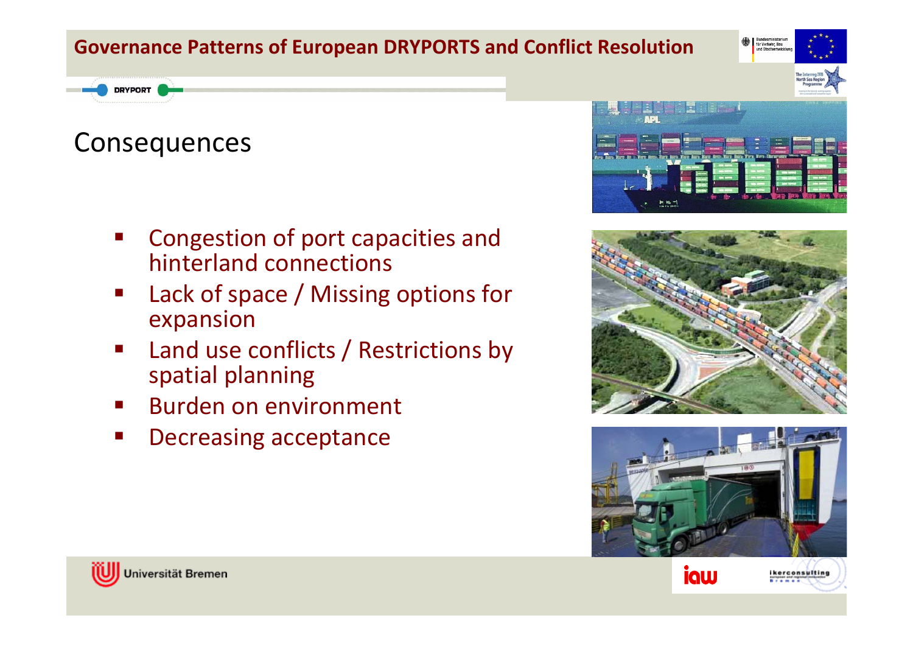## Consequences

- Congestion of port capacities and hinterland connections
- Lack of space / Missing options for expansion
- Land use conflicts / Restrictions by spatial planning
- Burden on environment
- Decreasing acceptance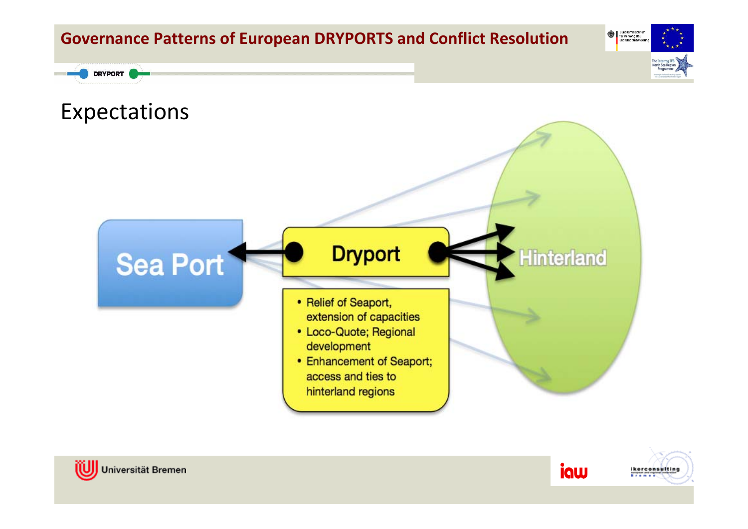# Expectations

Sea Port ← Dryport → Hinterland

- Relief of Seaport, extension of capacities
- Loco-Quote; Regional development
- Enhancement of Seaport; access and ties to hinterland regions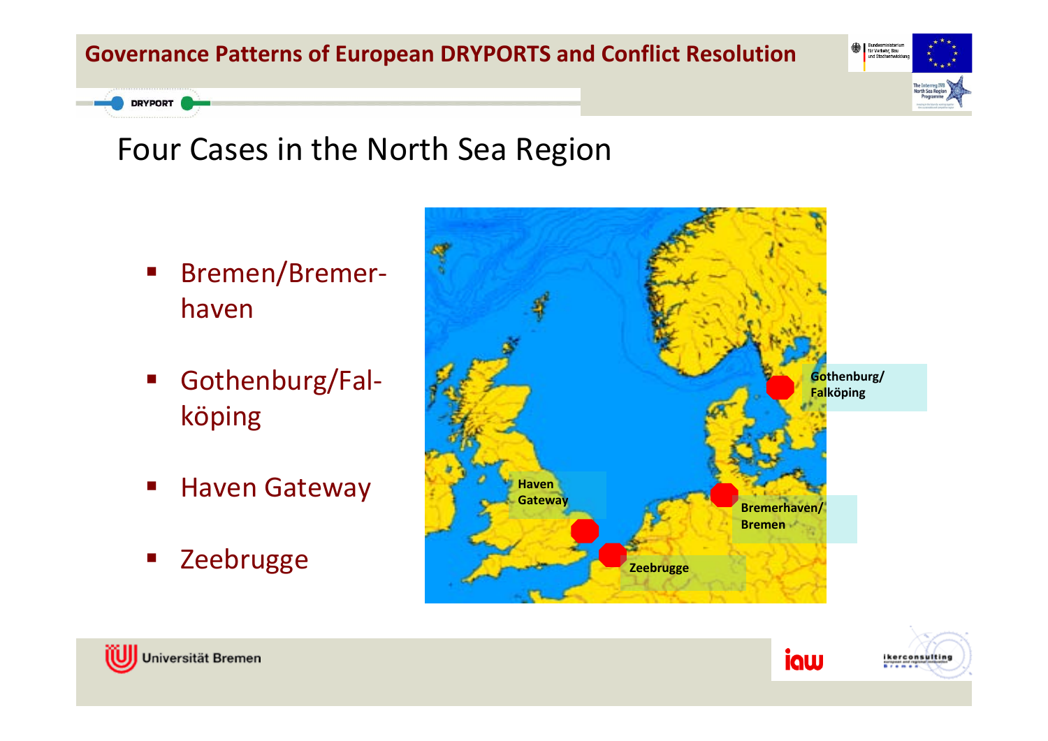## Four Cases in the North Sea Region

- Bremen/Bremerhaven
- Gothenburg/Falköping
- Haven Gateway
- Zeebrugge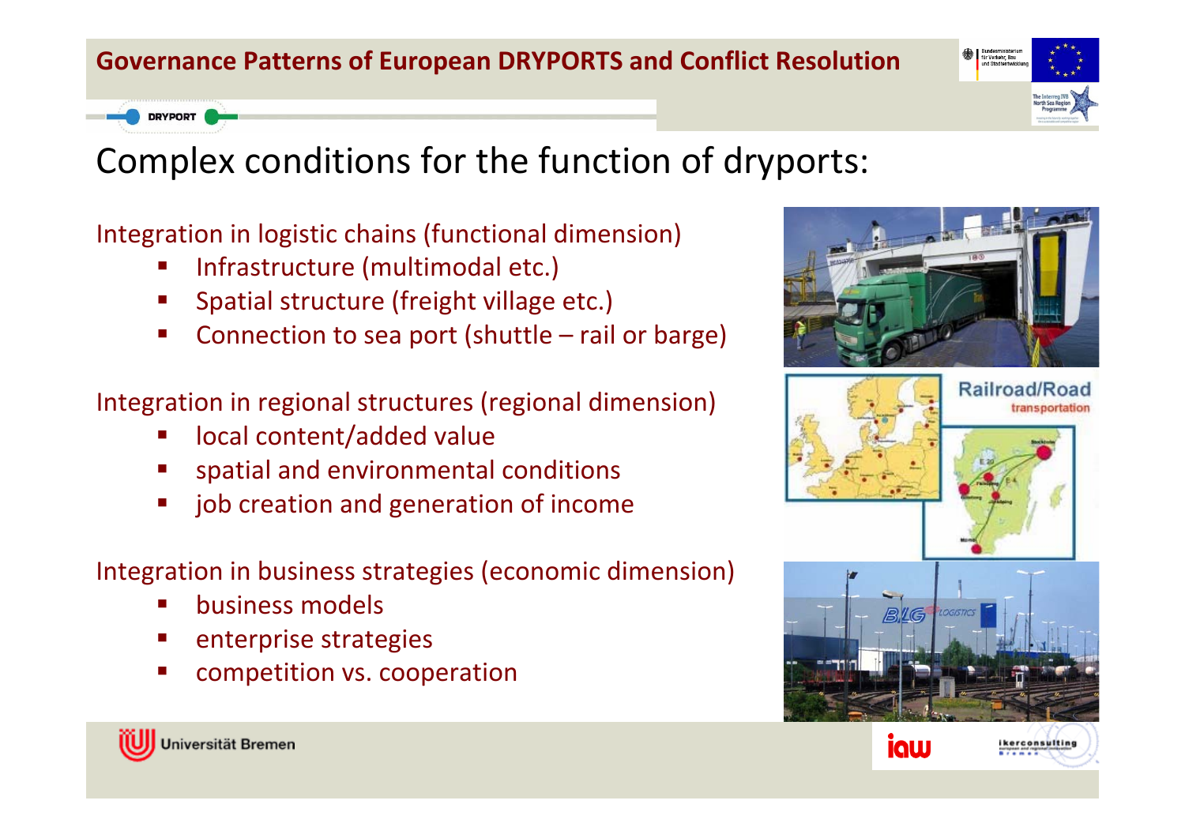# Complex conditions for the function of dryports:

Integration in logistic chains (functional dimension)

- Infrastructure (multimodal etc.)
- Spatial structure (freight village etc.)
- Connection to sea port (shuttle – rail or barge)

Integration in regional structures (regional dimension)

- local content/added value
- spatial and environmental conditions
- job creation and generation of income

Integration in business strategies (economic dimension)

- business models
- enterprise strategies
- competition vs. cooperation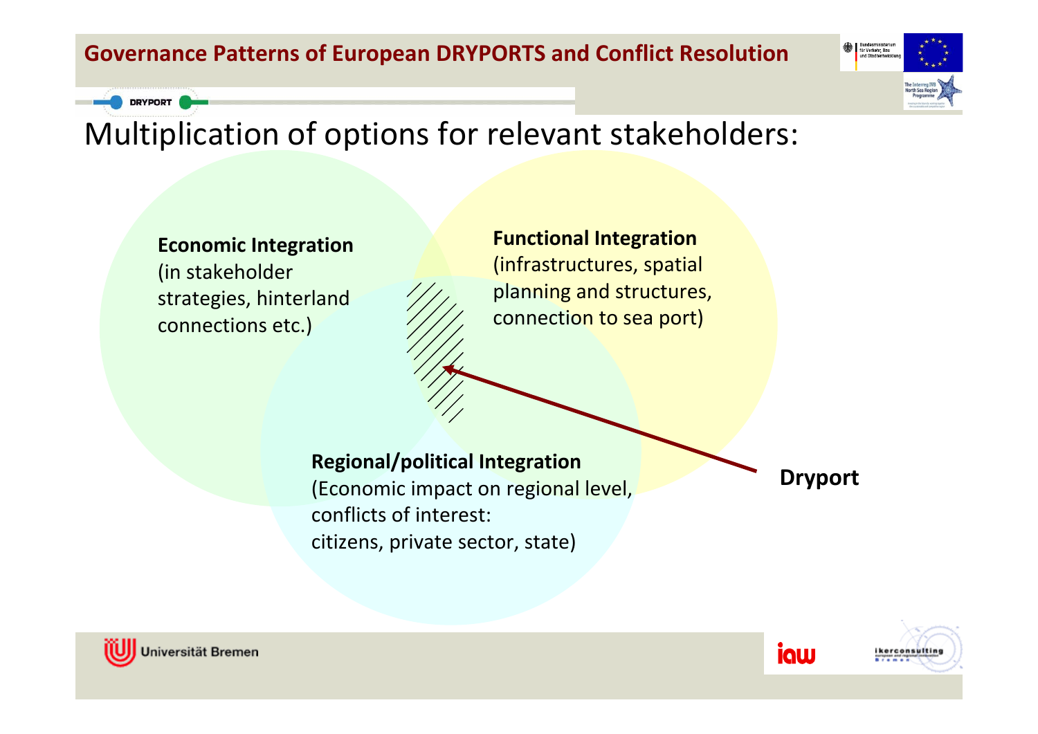# Multiplication of options for relevant stakeholders:

**Economic Integration**
(in stakeholder strategies, hinterland connections etc.)

**Functional Integration**
(infrastructures, spatial planning and structures, connection to sea port)

**Regional/political Integration**
(Economic impact on regional level, conflicts of interest:
citizens, private sector, state)

**Dryport**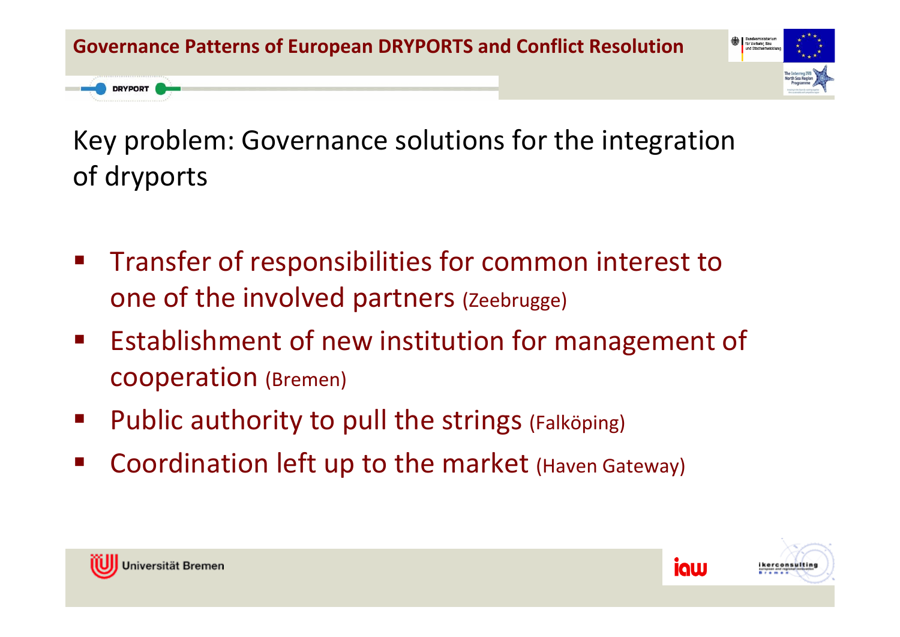Key problem: Governance solutions for the integration of dryports

- Transfer of responsibilities for common interest to one of the involved partners (Zeebrugge)
- Establishment of new institution for management of cooperation (Bremen)
- Public authority to pull the strings (Falköping)
- Coordination left up to the market (Haven Gateway)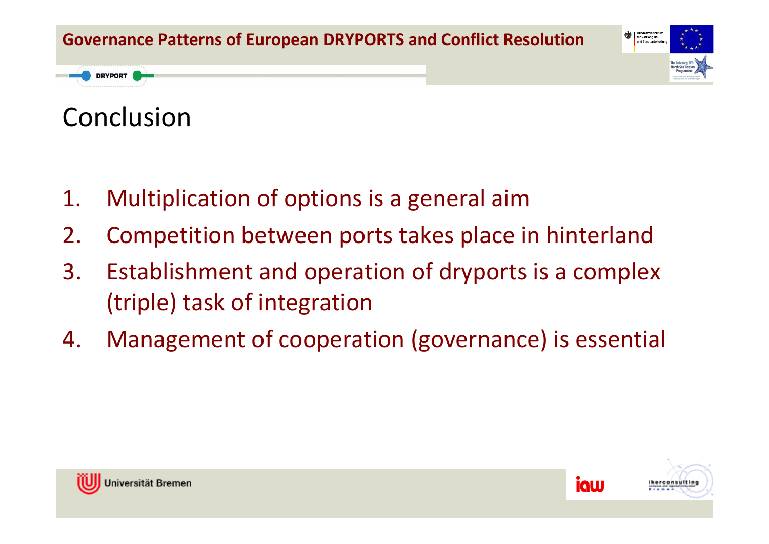# Conclusion

1. Multiplication of options is a general aim
2. Competition between ports takes place in hinterland
3. Establishment and operation of dryports is a complex (triple) task of integration
4. Management of cooperation (governance) is essential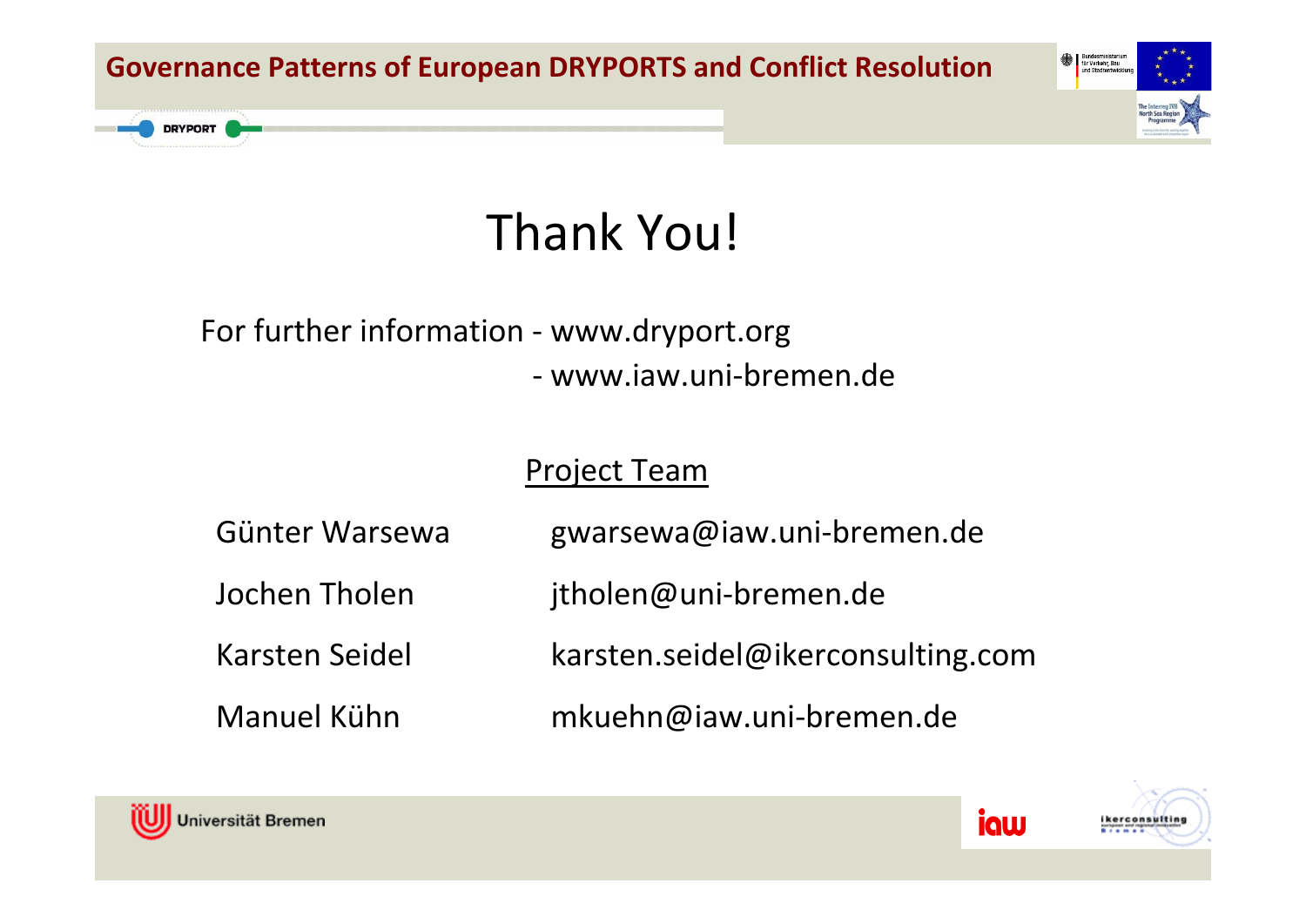# Thank You!

For further information - www.dryport.org

- www.iaw.uni-bremen.de

## Project Team

| | |
|---|---|
| Günter Warsewa | gwarsewa@iaw.uni-bremen.de |
| Jochen Tholen | jtholen@uni-bremen.de |
| Karsten Seidel | karsten.seidel@ikerconsulting.com |
| Manuel Kühn | mkuehn@iaw.uni-bremen.de |